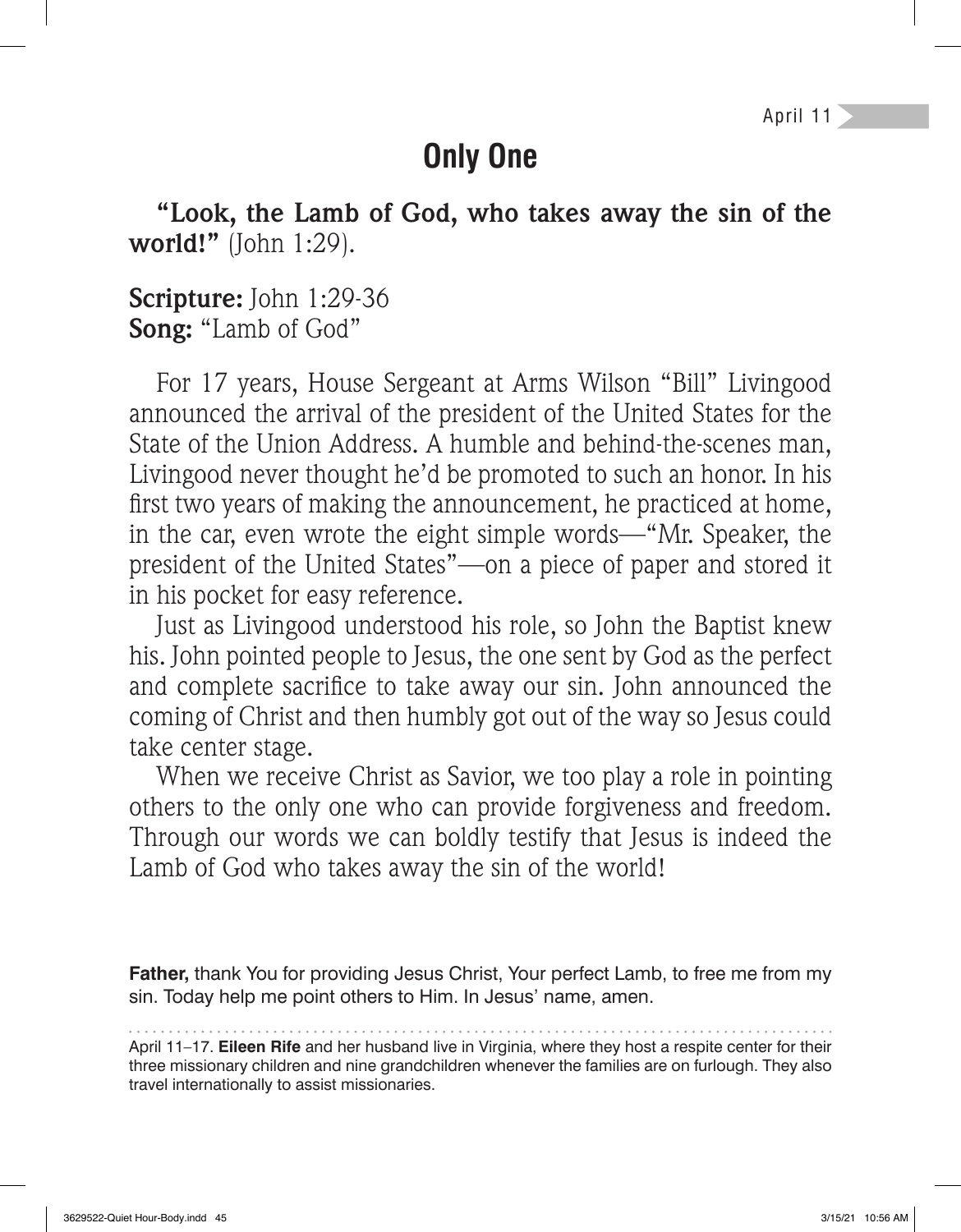April 11

# Only One

**"Look, the Lamb of God, who takes away the sin of the world!"** (John 1:29).

**Scripture:** John 1:29-36
**Song:** "Lamb of God"

For 17 years, House Sergeant at Arms Wilson "Bill" Livingood announced the arrival of the president of the United States for the State of the Union Address. A humble and behind-the-scenes man, Livingood never thought he'd be promoted to such an honor. In his first two years of making the announcement, he practiced at home, in the car, even wrote the eight simple words—"Mr. Speaker, the president of the United States"—on a piece of paper and stored it in his pocket for easy reference.

Just as Livingood understood his role, so John the Baptist knew his. John pointed people to Jesus, the one sent by God as the perfect and complete sacrifice to take away our sin. John announced the coming of Christ and then humbly got out of the way so Jesus could take center stage.

When we receive Christ as Savior, we too play a role in pointing others to the only one who can provide forgiveness and freedom. Through our words we can boldly testify that Jesus is indeed the Lamb of God who takes away the sin of the world!

**Father,** thank You for providing Jesus Christ, Your perfect Lamb, to free me from my sin. Today help me point others to Him. In Jesus' name, amen.

April 11–17. **Eileen Rife** and her husband live in Virginia, where they host a respite center for their three missionary children and nine grandchildren whenever the families are on furlough. They also travel internationally to assist missionaries.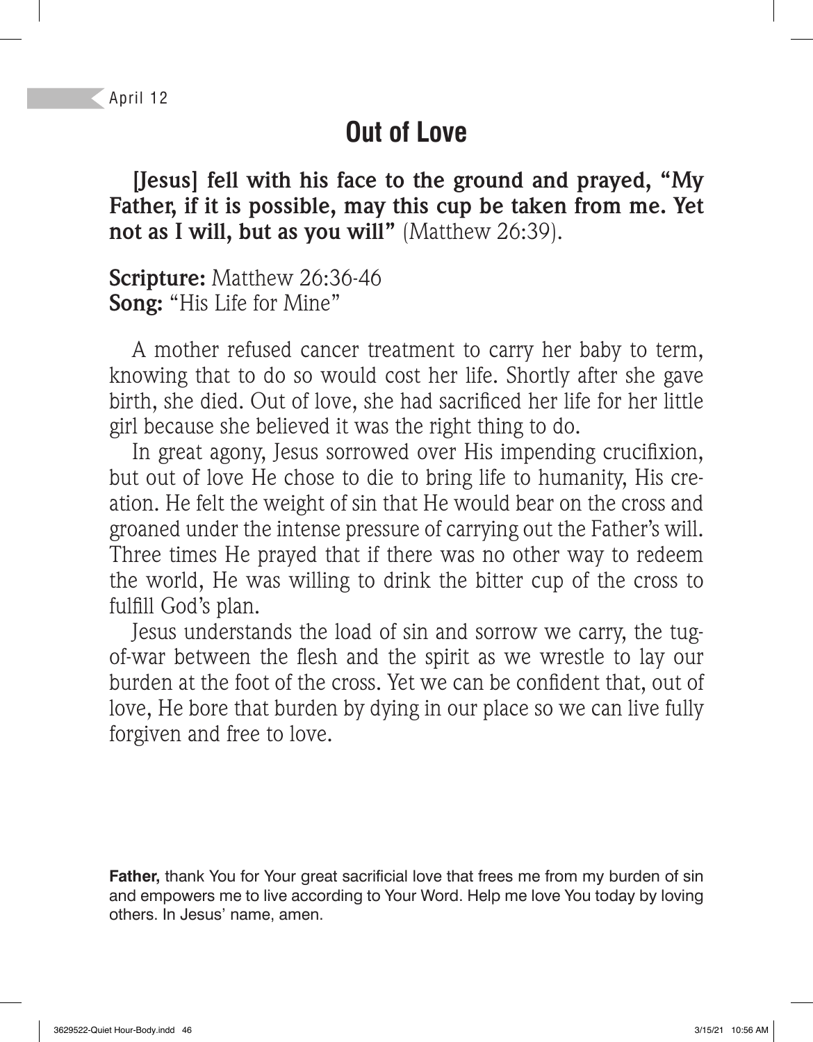April 12

# Out of Love

**[Jesus] fell with his face to the ground and prayed, "My Father, if it is possible, may this cup be taken from me. Yet not as I will, but as you will"** (Matthew 26:39).

**Scripture:** Matthew 26:36-46
**Song:** "His Life for Mine"

A mother refused cancer treatment to carry her baby to term, knowing that to do so would cost her life. Shortly after she gave birth, she died. Out of love, she had sacrificed her life for her little girl because she believed it was the right thing to do.

In great agony, Jesus sorrowed over His impending crucifixion, but out of love He chose to die to bring life to humanity, His creation. He felt the weight of sin that He would bear on the cross and groaned under the intense pressure of carrying out the Father's will. Three times He prayed that if there was no other way to redeem the world, He was willing to drink the bitter cup of the cross to fulfill God's plan.

Jesus understands the load of sin and sorrow we carry, the tug-of-war between the flesh and the spirit as we wrestle to lay our burden at the foot of the cross. Yet we can be confident that, out of love, He bore that burden by dying in our place so we can live fully forgiven and free to love.

**Father,** thank You for Your great sacrificial love that frees me from my burden of sin and empowers me to live according to Your Word. Help me love You today by loving others. In Jesus' name, amen.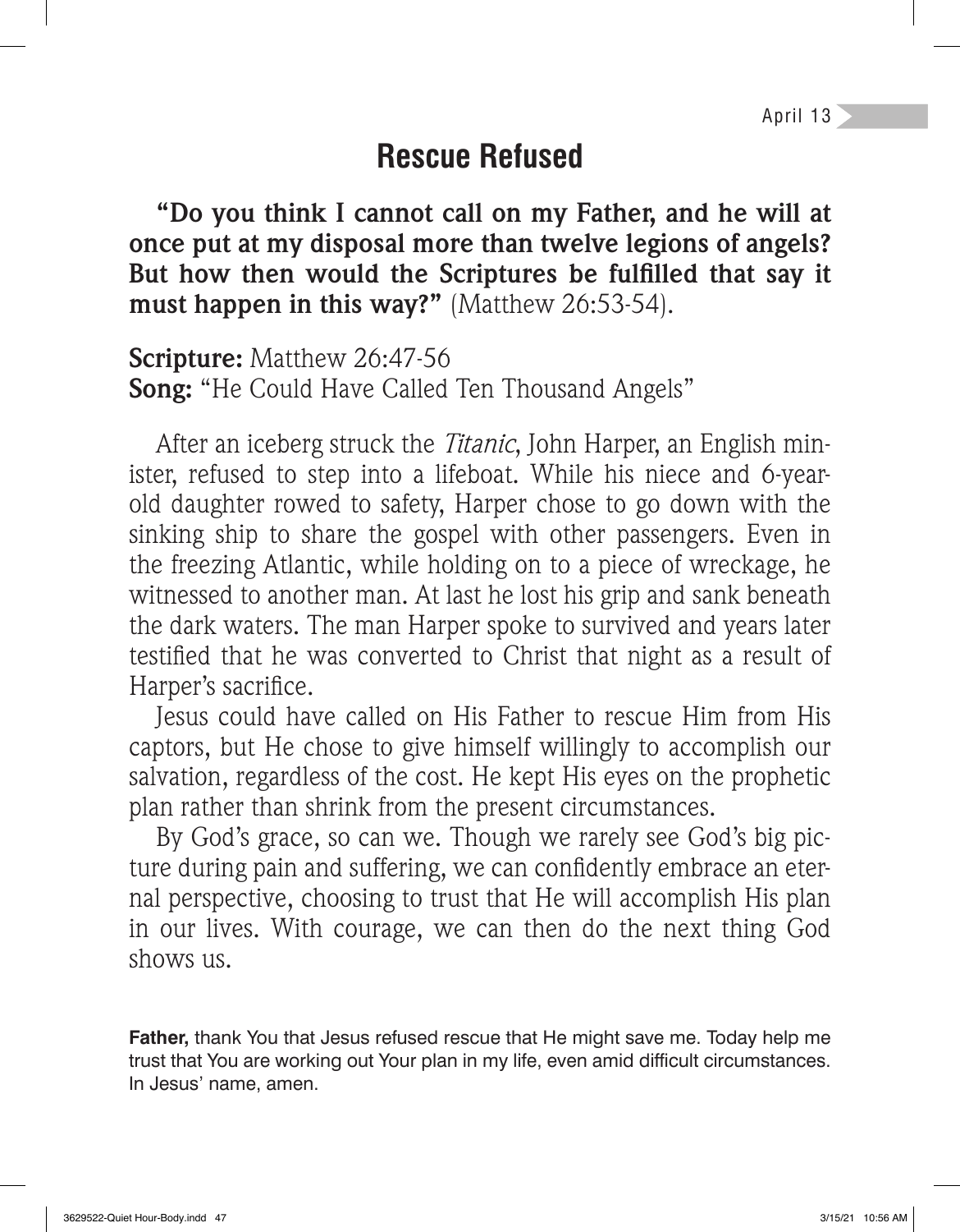April 13

# Rescue Refused

**"Do you think I cannot call on my Father, and he will at once put at my disposal more than twelve legions of angels? But how then would the Scriptures be fulfilled that say it must happen in this way?"** (Matthew 26:53-54).

**Scripture:** Matthew 26:47-56
**Song:** "He Could Have Called Ten Thousand Angels"

After an iceberg struck the *Titanic*, John Harper, an English minister, refused to step into a lifeboat. While his niece and 6-year-old daughter rowed to safety, Harper chose to go down with the sinking ship to share the gospel with other passengers. Even in the freezing Atlantic, while holding on to a piece of wreckage, he witnessed to another man. At last he lost his grip and sank beneath the dark waters. The man Harper spoke to survived and years later testified that he was converted to Christ that night as a result of Harper's sacrifice.

Jesus could have called on His Father to rescue Him from His captors, but He chose to give himself willingly to accomplish our salvation, regardless of the cost. He kept His eyes on the prophetic plan rather than shrink from the present circumstances.

By God's grace, so can we. Though we rarely see God's big picture during pain and suffering, we can confidently embrace an eternal perspective, choosing to trust that He will accomplish His plan in our lives. With courage, we can then do the next thing God shows us.

**Father,** thank You that Jesus refused rescue that He might save me. Today help me trust that You are working out Your plan in my life, even amid difficult circumstances. In Jesus' name, amen.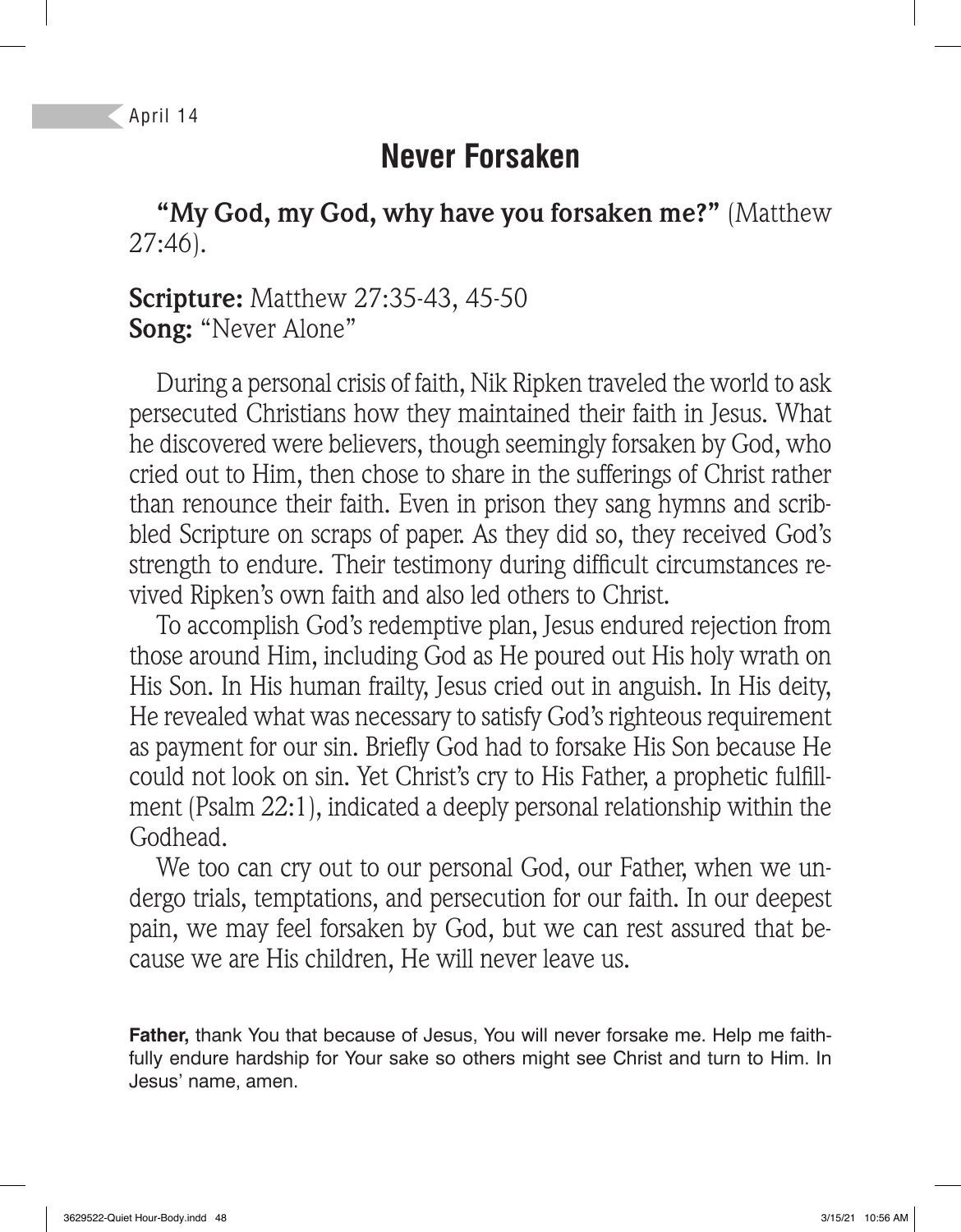April 14

# Never Forsaken

**"My God, my God, why have you forsaken me?"** (Matthew 27:46).

**Scripture:** Matthew 27:35-43, 45-50
**Song:** "Never Alone"

During a personal crisis of faith, Nik Ripken traveled the world to ask persecuted Christians how they maintained their faith in Jesus. What he discovered were believers, though seemingly forsaken by God, who cried out to Him, then chose to share in the sufferings of Christ rather than renounce their faith. Even in prison they sang hymns and scribbled Scripture on scraps of paper. As they did so, they received God's strength to endure. Their testimony during difficult circumstances revived Ripken's own faith and also led others to Christ.

To accomplish God's redemptive plan, Jesus endured rejection from those around Him, including God as He poured out His holy wrath on His Son. In His human frailty, Jesus cried out in anguish. In His deity, He revealed what was necessary to satisfy God's righteous requirement as payment for our sin. Briefly God had to forsake His Son because He could not look on sin. Yet Christ's cry to His Father, a prophetic fulfillment (Psalm 22:1), indicated a deeply personal relationship within the Godhead.

We too can cry out to our personal God, our Father, when we undergo trials, temptations, and persecution for our faith. In our deepest pain, we may feel forsaken by God, but we can rest assured that because we are His children, He will never leave us.

**Father,** thank You that because of Jesus, You will never forsake me. Help me faithfully endure hardship for Your sake so others might see Christ and turn to Him. In Jesus' name, amen.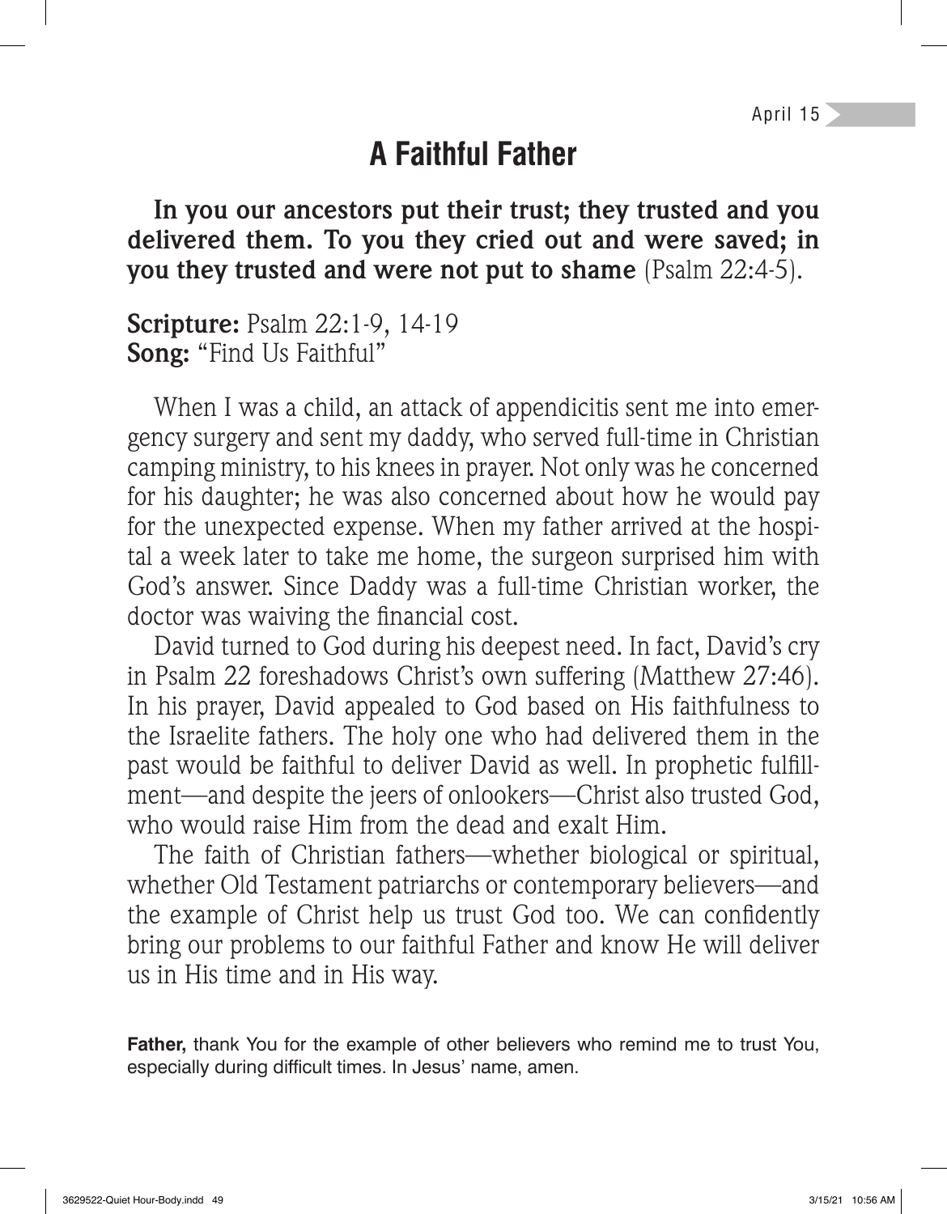April 15

# A Faithful Father

**In you our ancestors put their trust; they trusted and you delivered them. To you they cried out and were saved; in you they trusted and were not put to shame** (Psalm 22:4-5).

**Scripture:** Psalm 22:1-9, 14-19
**Song:** "Find Us Faithful"

When I was a child, an attack of appendicitis sent me into emergency surgery and sent my daddy, who served full-time in Christian camping ministry, to his knees in prayer. Not only was he concerned for his daughter; he was also concerned about how he would pay for the unexpected expense. When my father arrived at the hospital a week later to take me home, the surgeon surprised him with God's answer. Since Daddy was a full-time Christian worker, the doctor was waiving the financial cost.

David turned to God during his deepest need. In fact, David's cry in Psalm 22 foreshadows Christ's own suffering (Matthew 27:46). In his prayer, David appealed to God based on His faithfulness to the Israelite fathers. The holy one who had delivered them in the past would be faithful to deliver David as well. In prophetic fulfillment—and despite the jeers of onlookers—Christ also trusted God, who would raise Him from the dead and exalt Him.

The faith of Christian fathers—whether biological or spiritual, whether Old Testament patriarchs or contemporary believers—and the example of Christ help us trust God too. We can confidently bring our problems to our faithful Father and know He will deliver us in His time and in His way.

**Father,** thank You for the example of other believers who remind me to trust You, especially during difficult times. In Jesus' name, amen.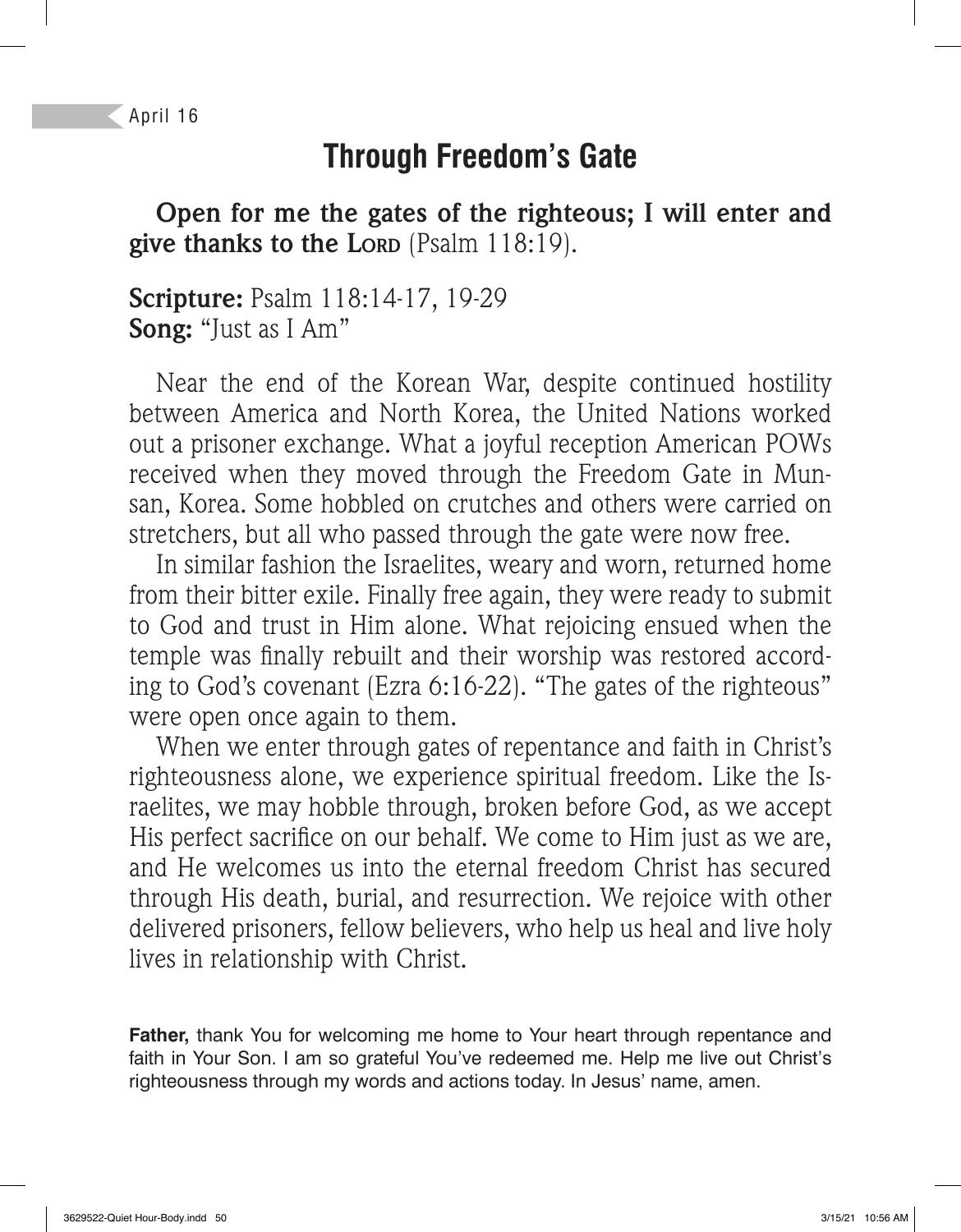April 16

# Through Freedom's Gate

**Open for me the gates of the righteous; I will enter and give thanks to the Lord** (Psalm 118:19).

**Scripture:** Psalm 118:14-17, 19-29
**Song:** "Just as I Am"

Near the end of the Korean War, despite continued hostility between America and North Korea, the United Nations worked out a prisoner exchange. What a joyful reception American POWs received when they moved through the Freedom Gate in Munsan, Korea. Some hobbled on crutches and others were carried on stretchers, but all who passed through the gate were now free.

In similar fashion the Israelites, weary and worn, returned home from their bitter exile. Finally free again, they were ready to submit to God and trust in Him alone. What rejoicing ensued when the temple was finally rebuilt and their worship was restored according to God's covenant (Ezra 6:16-22). "The gates of the righteous" were open once again to them.

When we enter through gates of repentance and faith in Christ's righteousness alone, we experience spiritual freedom. Like the Israelites, we may hobble through, broken before God, as we accept His perfect sacrifice on our behalf. We come to Him just as we are, and He welcomes us into the eternal freedom Christ has secured through His death, burial, and resurrection. We rejoice with other delivered prisoners, fellow believers, who help us heal and live holy lives in relationship with Christ.

**Father,** thank You for welcoming me home to Your heart through repentance and faith in Your Son. I am so grateful You've redeemed me. Help me live out Christ's righteousness through my words and actions today. In Jesus' name, amen.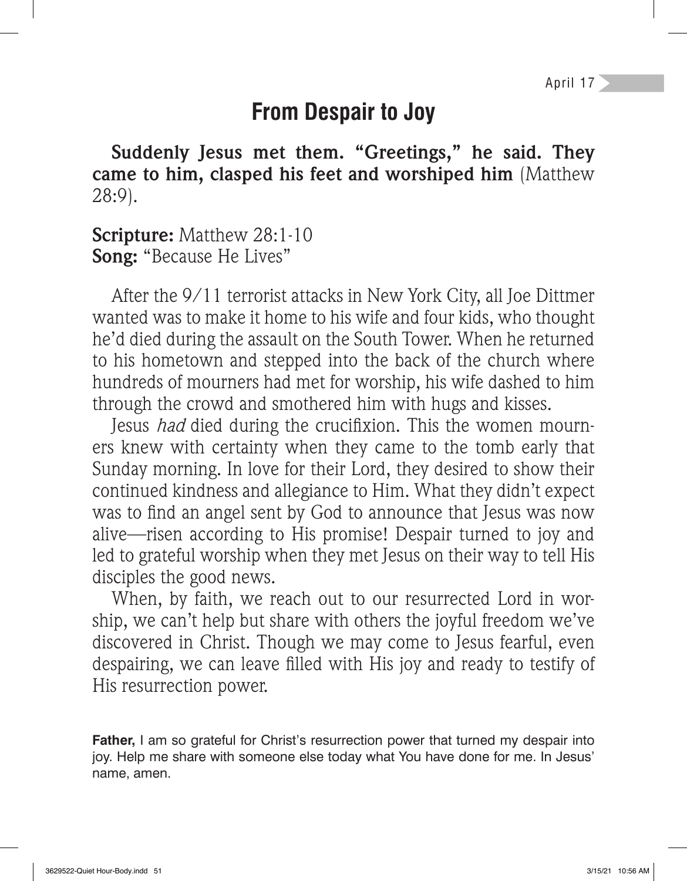April 17

# From Despair to Joy

**Suddenly Jesus met them. "Greetings," he said. They came to him, clasped his feet and worshiped him** (Matthew 28:9).

**Scripture:** Matthew 28:1-10
**Song:** "Because He Lives"

After the 9/11 terrorist attacks in New York City, all Joe Dittmer wanted was to make it home to his wife and four kids, who thought he'd died during the assault on the South Tower. When he returned to his hometown and stepped into the back of the church where hundreds of mourners had met for worship, his wife dashed to him through the crowd and smothered him with hugs and kisses.

Jesus *had* died during the crucifixion. This the women mourners knew with certainty when they came to the tomb early that Sunday morning. In love for their Lord, they desired to show their continued kindness and allegiance to Him. What they didn't expect was to find an angel sent by God to announce that Jesus was now alive—risen according to His promise! Despair turned to joy and led to grateful worship when they met Jesus on their way to tell His disciples the good news.

When, by faith, we reach out to our resurrected Lord in worship, we can't help but share with others the joyful freedom we've discovered in Christ. Though we may come to Jesus fearful, even despairing, we can leave filled with His joy and ready to testify of His resurrection power.

**Father,** I am so grateful for Christ's resurrection power that turned my despair into joy. Help me share with someone else today what You have done for me. In Jesus' name, amen.